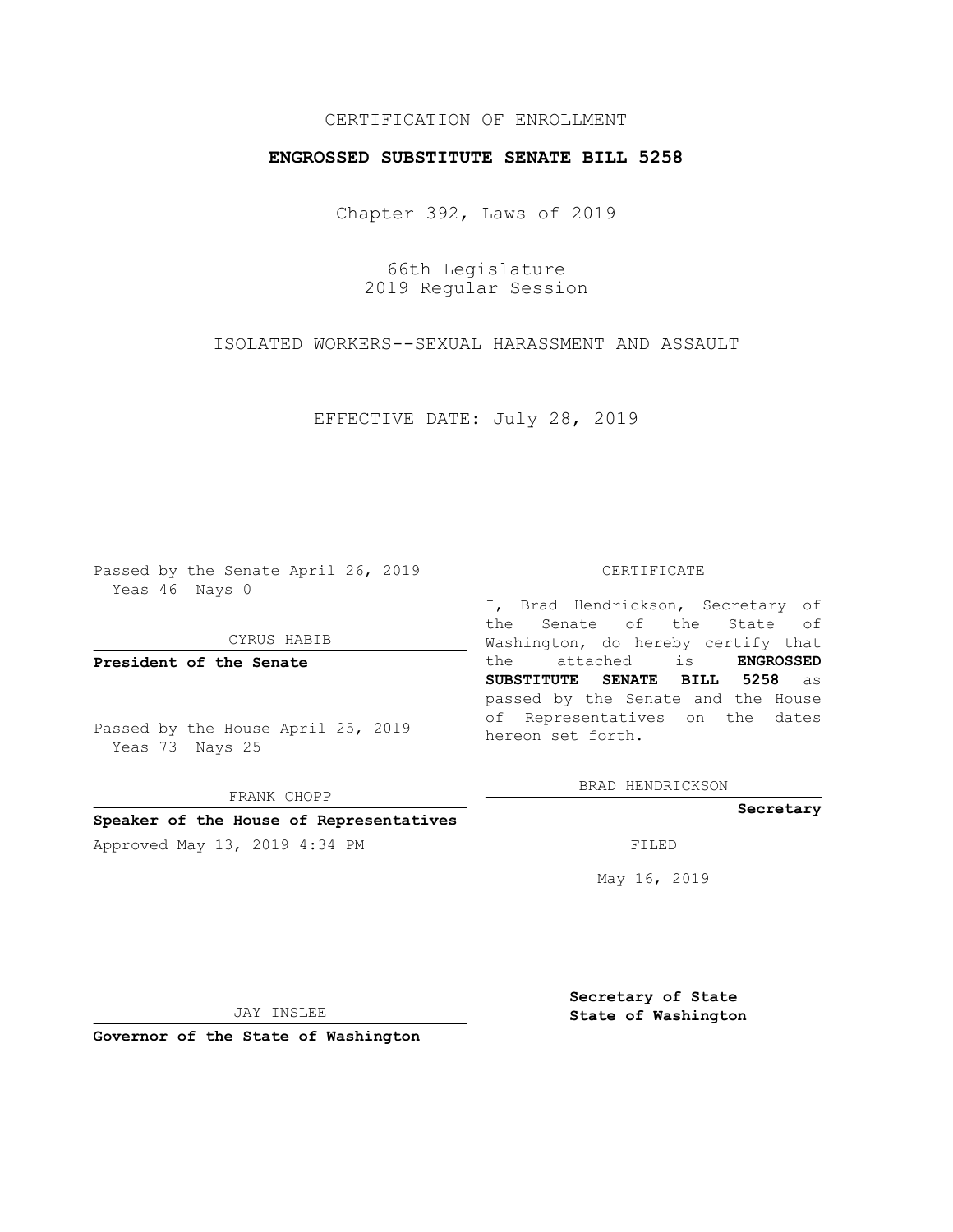CERTIFICATION OF ENROLLMENT

**ENGROSSED SUBSTITUTE SENATE BILL 5258**

Chapter 392, Laws of 2019

66th Legislature
2019 Regular Session

ISOLATED WORKERS--SEXUAL HARASSMENT AND ASSAULT

EFFECTIVE DATE: July 28, 2019

Passed by the Senate April 26, 2019
Yeas 46 Nays 0

CYRUS HABIB

**President of the Senate**

Passed by the House April 25, 2019
Yeas 73 Nays 25

FRANK CHOPP

**Speaker of the House of Representatives**

Approved May 13, 2019 4:34 PM

JAY INSLEE

**Governor of the State of Washington**

CERTIFICATE

I, Brad Hendrickson, Secretary of the Senate of the State of Washington, do hereby certify that the attached is **ENGROSSED SUBSTITUTE SENATE BILL 5258** as passed by the Senate and the House of Representatives on the dates hereon set forth.

BRAD HENDRICKSON

**Secretary**

FILED

May 16, 2019

**Secretary of State**
**State of Washington**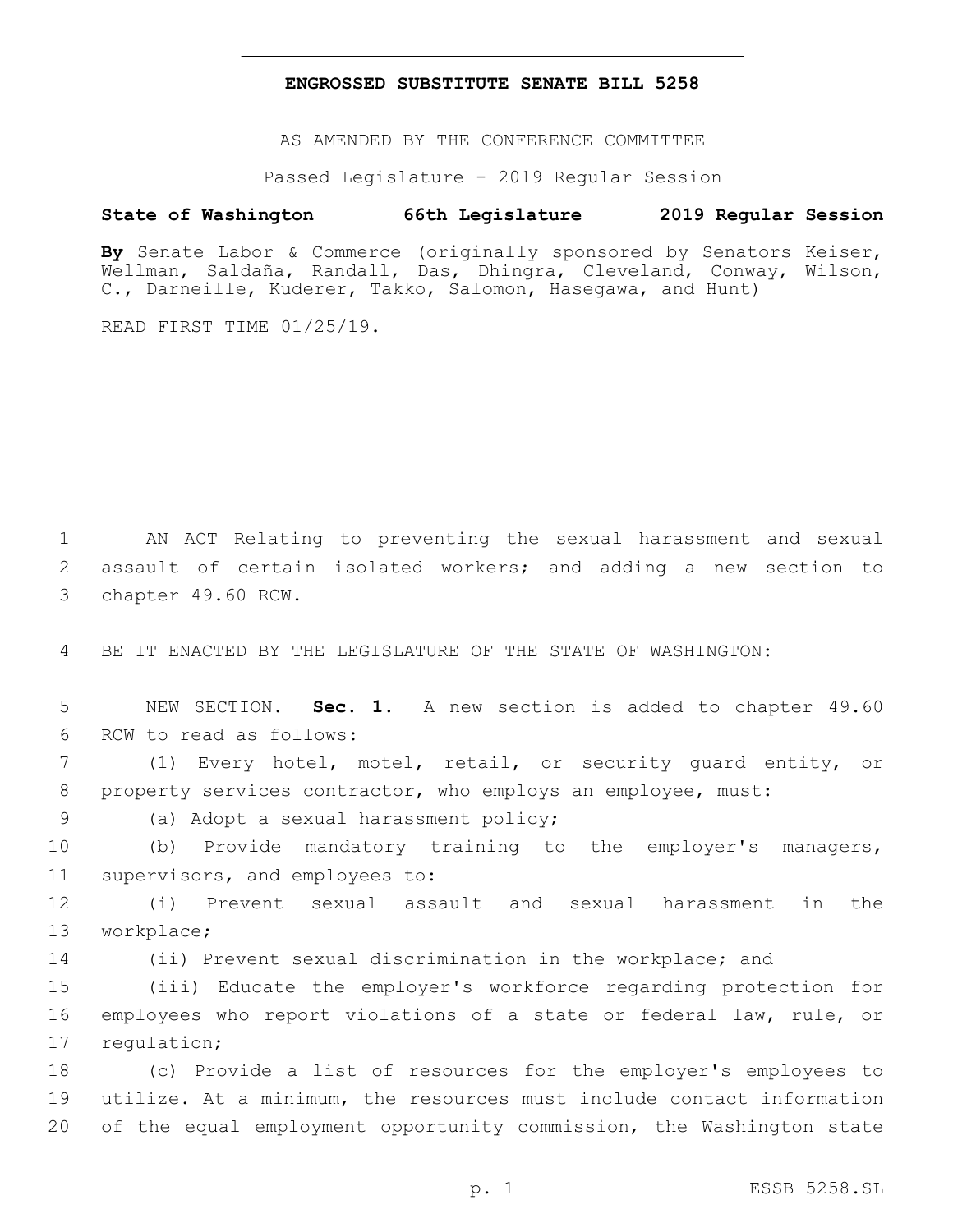# ENGROSSED SUBSTITUTE SENATE BILL 5258

AS AMENDED BY THE CONFERENCE COMMITTEE

Passed Legislature - 2019 Regular Session

**State of Washington 66th Legislature 2019 Regular Session**

**By** Senate Labor & Commerce (originally sponsored by Senators Keiser, Wellman, Saldaña, Randall, Das, Dhingra, Cleveland, Conway, Wilson, C., Darneille, Kuderer, Takko, Salomon, Hasegawa, and Hunt)

READ FIRST TIME 01/25/19.

1 AN ACT Relating to preventing the sexual harassment and sexual 2 assault of certain isolated workers; and adding a new section to 3 chapter 49.60 RCW.

4 BE IT ENACTED BY THE LEGISLATURE OF THE STATE OF WASHINGTON:

5 NEW SECTION. **Sec. 1.** A new section is added to chapter 49.60 6 RCW to read as follows:

7 (1) Every hotel, motel, retail, or security guard entity, or 8 property services contractor, who employs an employee, must:

9 (a) Adopt a sexual harassment policy;

10 (b) Provide mandatory training to the employer's managers, 11 supervisors, and employees to:

12 (i) Prevent sexual assault and sexual harassment in the 13 workplace;

14 (ii) Prevent sexual discrimination in the workplace; and

15 (iii) Educate the employer's workforce regarding protection for 16 employees who report violations of a state or federal law, rule, or 17 regulation;

18 (c) Provide a list of resources for the employer's employees to 19 utilize. At a minimum, the resources must include contact information 20 of the equal employment opportunity commission, the Washington state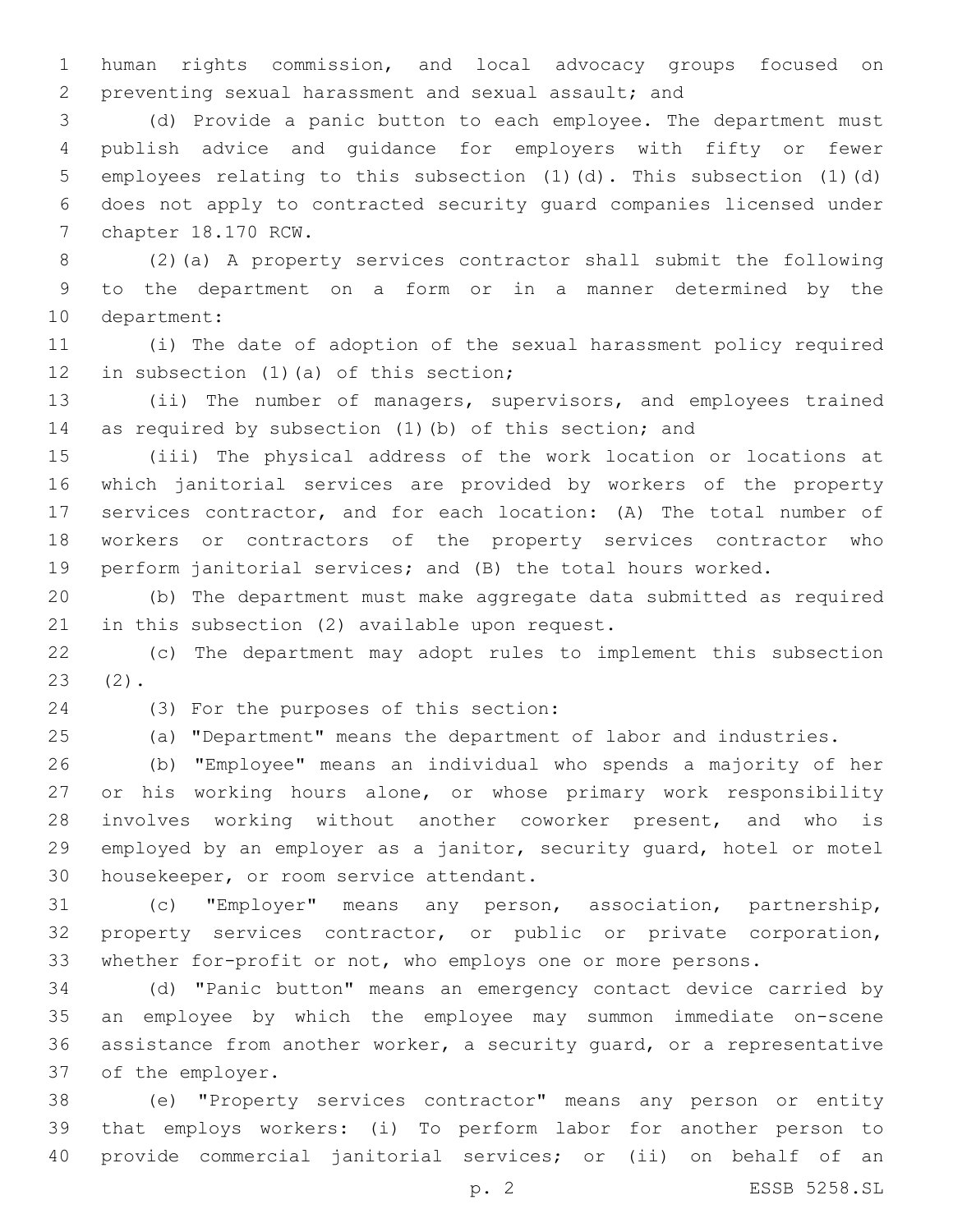human rights commission, and local advocacy groups focused on preventing sexual harassment and sexual assault; and

(d) Provide a panic button to each employee. The department must publish advice and guidance for employers with fifty or fewer employees relating to this subsection (1)(d). This subsection (1)(d) does not apply to contracted security guard companies licensed under chapter 18.170 RCW.

(2)(a) A property services contractor shall submit the following to the department on a form or in a manner determined by the department:

(i) The date of adoption of the sexual harassment policy required in subsection (1)(a) of this section;

(ii) The number of managers, supervisors, and employees trained as required by subsection (1)(b) of this section; and

(iii) The physical address of the work location or locations at which janitorial services are provided by workers of the property services contractor, and for each location: (A) The total number of workers or contractors of the property services contractor who perform janitorial services; and (B) the total hours worked.

(b) The department must make aggregate data submitted as required in this subsection (2) available upon request.

(c) The department may adopt rules to implement this subsection (2).

(3) For the purposes of this section:

(a) "Department" means the department of labor and industries.

(b) "Employee" means an individual who spends a majority of her or his working hours alone, or whose primary work responsibility involves working without another coworker present, and who is employed by an employer as a janitor, security guard, hotel or motel housekeeper, or room service attendant.

(c) "Employer" means any person, association, partnership, property services contractor, or public or private corporation, whether for-profit or not, who employs one or more persons.

(d) "Panic button" means an emergency contact device carried by an employee by which the employee may summon immediate on-scene assistance from another worker, a security guard, or a representative of the employer.

(e) "Property services contractor" means any person or entity that employs workers: (i) To perform labor for another person to provide commercial janitorial services; or (ii) on behalf of an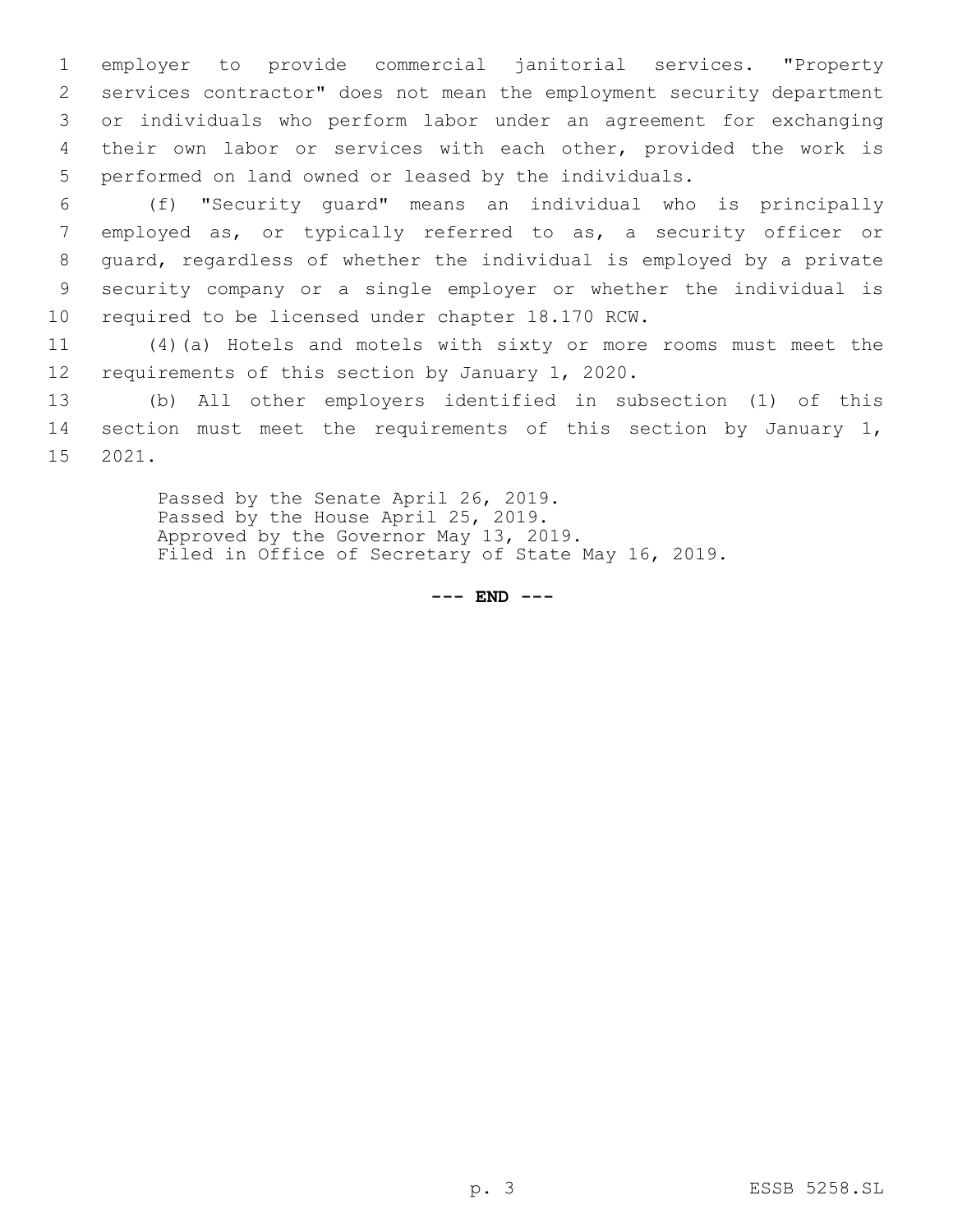employer to provide commercial janitorial services. "Property services contractor" does not mean the employment security department or individuals who perform labor under an agreement for exchanging their own labor or services with each other, provided the work is performed on land owned or leased by the individuals.

(f) "Security guard" means an individual who is principally employed as, or typically referred to as, a security officer or guard, regardless of whether the individual is employed by a private security company or a single employer or whether the individual is required to be licensed under chapter 18.170 RCW.

(4)(a) Hotels and motels with sixty or more rooms must meet the requirements of this section by January 1, 2020.

(b) All other employers identified in subsection (1) of this section must meet the requirements of this section by January 1, 2021.

Passed by the Senate April 26, 2019.
Passed by the House April 25, 2019.
Approved by the Governor May 13, 2019.
Filed in Office of Secretary of State May 16, 2019.

**--- END ---**